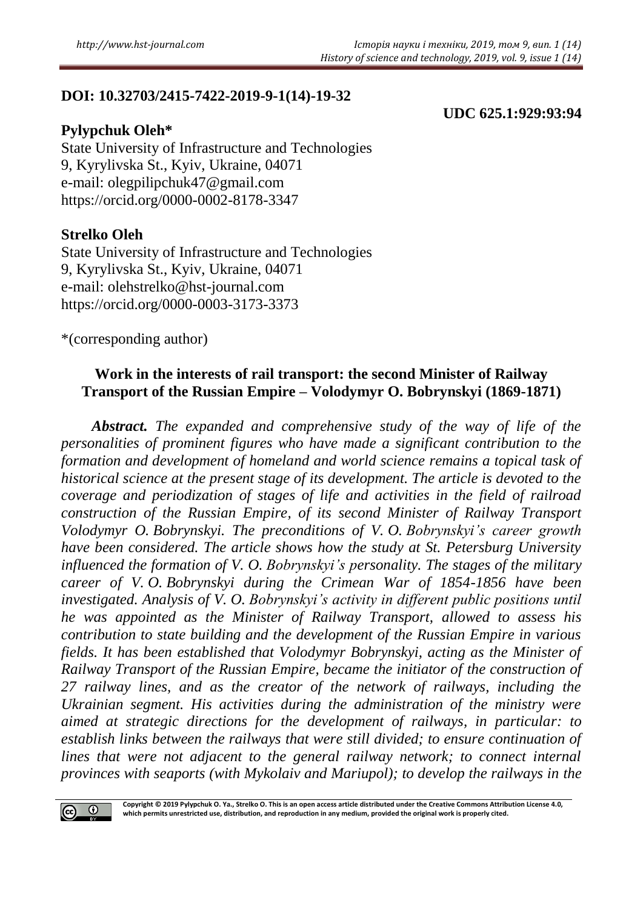**DOI: 10.32703/2415-7422-2019-9-1(14)-19-32**

**UDC 625.1:929:93:94**

**Pylypchuk Oleh***
State University of Infrastructure and Technologies
9, Kyrylivska St., Kyiv, Ukraine, 04071
e-mail: olegpilipchuk47@gmail.com
https://orcid.org/0000-0002-8178-3347

**Strelko Oleh**
State University of Infrastructure and Technologies
9, Kyrylivska St., Kyiv, Ukraine, 04071
e-mail: olehstrelko@hst-journal.com
https://orcid.org/0000-0003-3173-3373

*(corresponding author)

# Work in the interests of rail transport: the second Minister of Railway Transport of the Russian Empire – Volodymyr O. Bobrynskyi (1869-1871)

***Abstract.*** *The expanded and comprehensive study of the way of life of the personalities of prominent figures who have made a significant contribution to the formation and development of homeland and world science remains a topical task of historical science at the present stage of its development. The article is devoted to the coverage and periodization of stages of life and activities in the field of railroad construction of the Russian Empire, of its second Minister of Railway Transport Volodymyr O. Bobrynskyi. The preconditions of V. O. Bobrynskyi's career growth have been considered. The article shows how the study at St. Petersburg University influenced the formation of V. O. Bobrynskyi's personality. The stages of the military career of V. O. Bobrynskyi during the Crimean War of 1854-1856 have been investigated. Analysis of V. O. Bobrynskyi's activity in different public positions until he was appointed as the Minister of Railway Transport, allowed to assess his contribution to state building and the development of the Russian Empire in various fields. It has been established that Volodymyr Bobrynskyi, acting as the Minister of Railway Transport of the Russian Empire, became the initiator of the construction of 27 railway lines, and as the creator of the network of railways, including the Ukrainian segment. His activities during the administration of the ministry were aimed at strategic directions for the development of railways, in particular: to establish links between the railways that were still divided; to ensure continuation of lines that were not adjacent to the general railway network; to connect internal provinces with seaports (with Mykolaiv and Mariupol); to develop the railways in the*

Copyright © 2019 Pylypchuk O. Ya., Strelko O. This is an open access article distributed under the Creative Commons Attribution License 4.0, which permits unrestricted use, distribution, and reproduction in any medium, provided the original work is properly cited.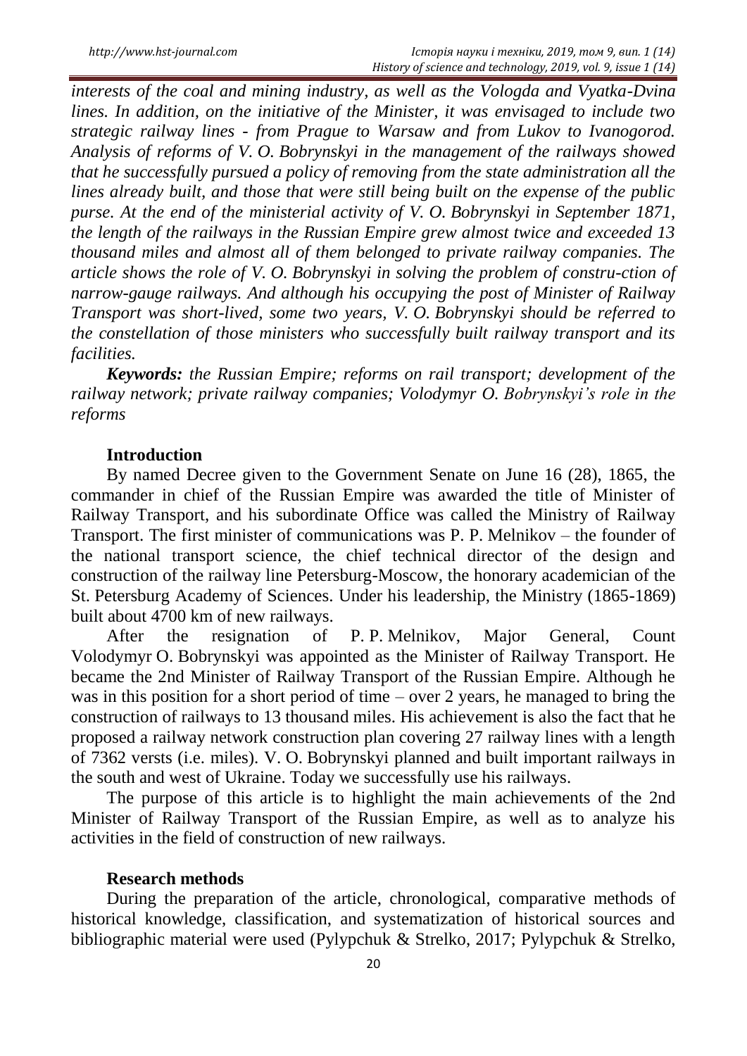*interests of the coal and mining industry, as well as the Vologda and Vyatka-Dvina lines. In addition, on the initiative of the Minister, it was envisaged to include two strategic railway lines - from Prague to Warsaw and from Lukov to Ivanogorod. Analysis of reforms of V. O. Bobrynskyi in the management of the railways showed that he successfully pursued a policy of removing from the state administration all the lines already built, and those that were still being built on the expense of the public purse. At the end of the ministerial activity of V. O. Bobrynskyi in September 1871, the length of the railways in the Russian Empire grew almost twice and exceeded 13 thousand miles and almost all of them belonged to private railway companies. The article shows the role of V. O. Bobrynskyi in solving the problem of constru-ction of narrow-gauge railways. And although his occupying the post of Minister of Railway Transport was short-lived, some two years, V. O. Bobrynskyi should be referred to the constellation of those ministers who successfully built railway transport and its facilities.*

***Keywords:*** *the Russian Empire; reforms on rail transport; development of the railway network; private railway companies; Volodymyr O. Bobrynskyi's role in the reforms*

## Introduction

By named Decree given to the Government Senate on June 16 (28), 1865, the commander in chief of the Russian Empire was awarded the title of Minister of Railway Transport, and his subordinate Office was called the Ministry of Railway Transport. The first minister of communications was P. P. Melnikov – the founder of the national transport science, the chief technical director of the design and construction of the railway line Petersburg-Moscow, the honorary academician of the St. Petersburg Academy of Sciences. Under his leadership, the Ministry (1865-1869) built about 4700 km of new railways.

After the resignation of P. P. Melnikov, Major General, Count Volodymyr O. Bobrynskyi was appointed as the Minister of Railway Transport. He became the 2nd Minister of Railway Transport of the Russian Empire. Although he was in this position for a short period of time – over 2 years, he managed to bring the construction of railways to 13 thousand miles. His achievement is also the fact that he proposed a railway network construction plan covering 27 railway lines with a length of 7362 versts (i.e. miles). V. O. Bobrynskyi planned and built important railways in the south and west of Ukraine. Today we successfully use his railways.

The purpose of this article is to highlight the main achievements of the 2nd Minister of Railway Transport of the Russian Empire, as well as to analyze his activities in the field of construction of new railways.

## Research methods

During the preparation of the article, chronological, comparative methods of historical knowledge, classification, and systematization of historical sources and bibliographic material were used (Pylypchuk & Strelko, 2017; Pylypchuk & Strelko,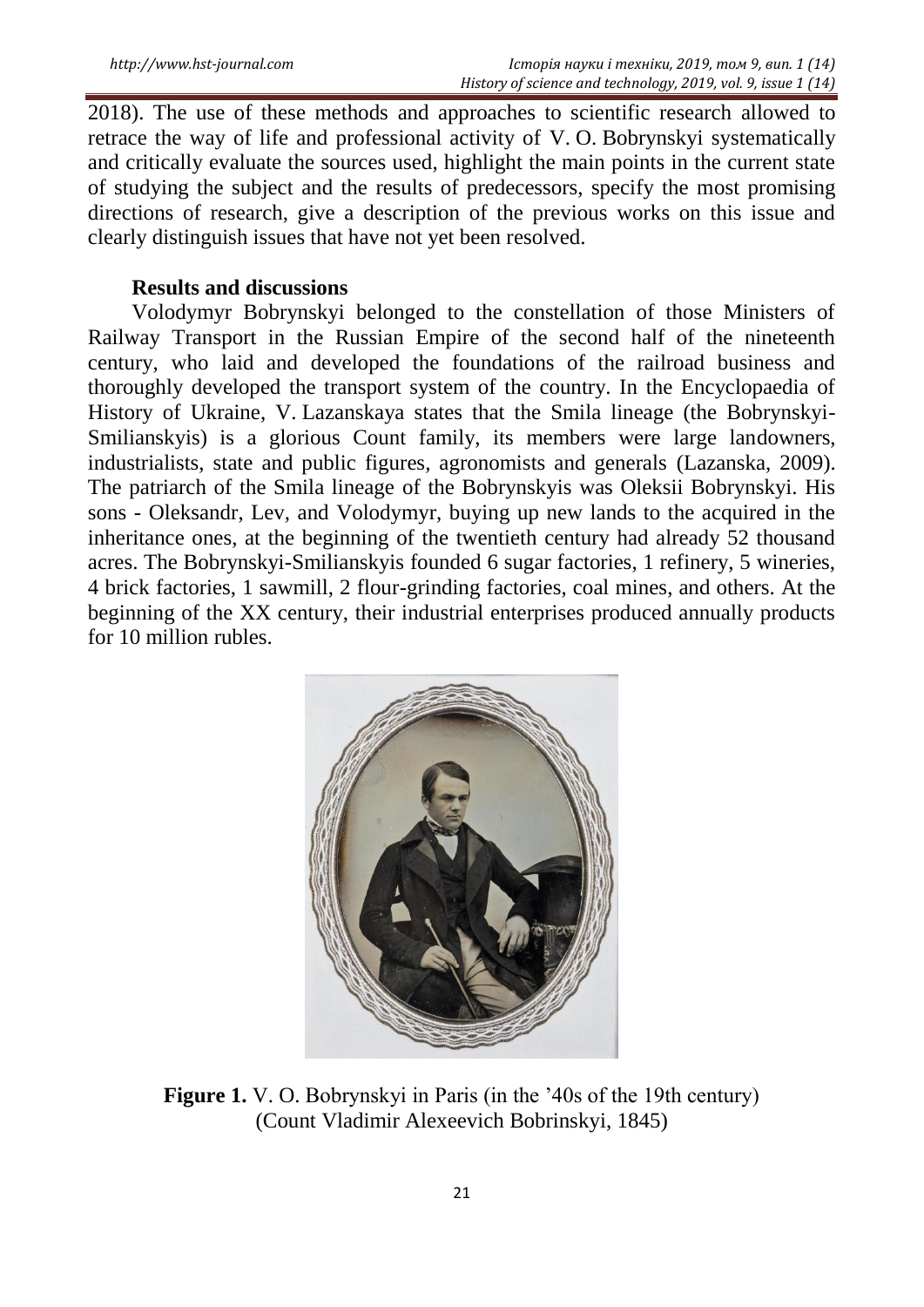2018). The use of these methods and approaches to scientific research allowed to retrace the way of life and professional activity of V. O. Bobrynskyi systematically and critically evaluate the sources used, highlight the main points in the current state of studying the subject and the results of predecessors, specify the most promising directions of research, give a description of the previous works on this issue and clearly distinguish issues that have not yet been resolved.

## Results and discussions

Volodymyr Bobrynskyi belonged to the constellation of those Ministers of Railway Transport in the Russian Empire of the second half of the nineteenth century, who laid and developed the foundations of the railroad business and thoroughly developed the transport system of the country. In the Encyclopaedia of History of Ukraine, V. Lazanskaya states that the Smila lineage (the Bobrynskyi-Smilianskyis) is a glorious Count family, its members were large landowners, industrialists, state and public figures, agronomists and generals (Lazanska, 2009). The patriarch of the Smila lineage of the Bobrynskyis was Oleksii Bobrynskyi. His sons - Oleksandr, Lev, and Volodymyr, buying up new lands to the acquired in the inheritance ones, at the beginning of the twentieth century had already 52 thousand acres. The Bobrynskyi-Smilianskyis founded 6 sugar factories, 1 refinery, 5 wineries, 4 brick factories, 1 sawmill, 2 flour-grinding factories, coal mines, and others. At the beginning of the XX century, their industrial enterprises produced annually products for 10 million rubles.

**Figure 1.** V. O. Bobrynskyi in Paris (in the '40s of the 19th century) (Count Vladimir Alexeevich Bobrinskyi, 1845)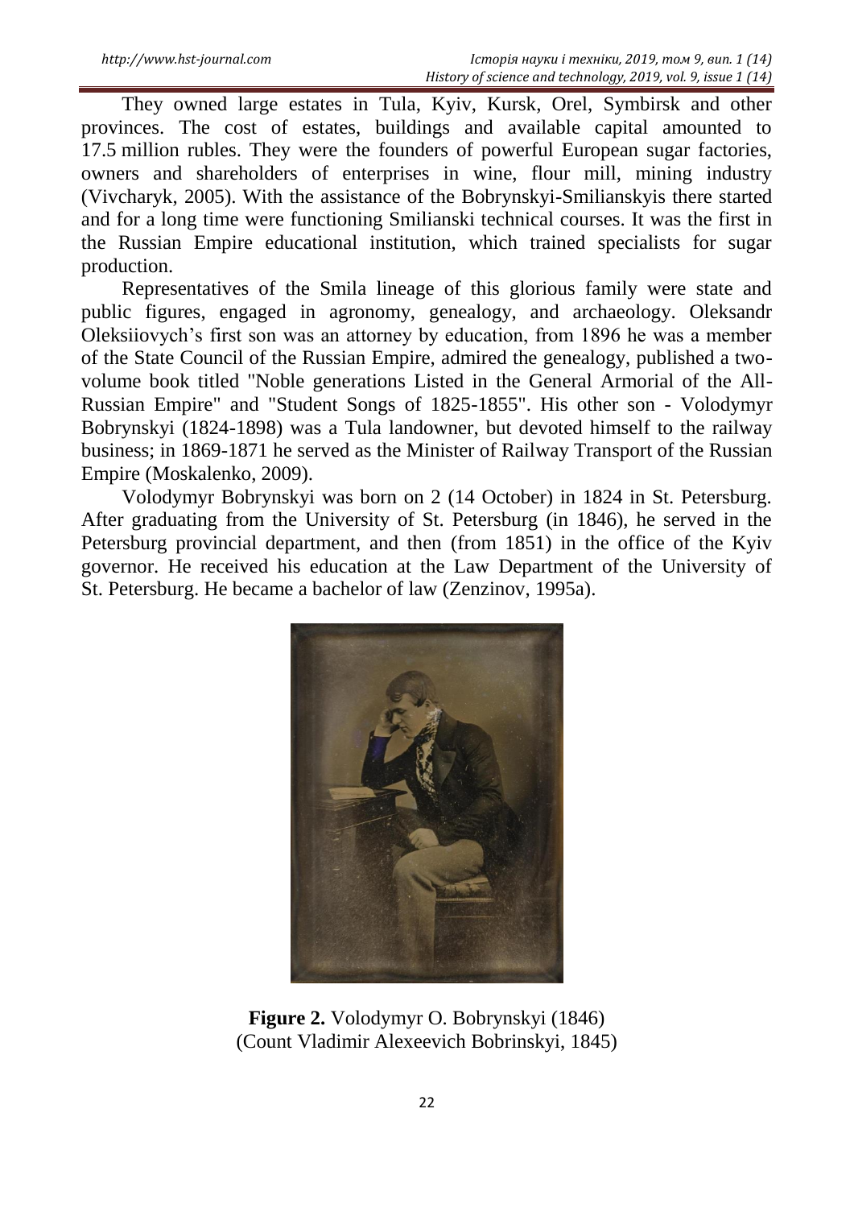They owned large estates in Tula, Kyiv, Kursk, Orel, Symbirsk and other provinces. The cost of estates, buildings and available capital amounted to 17.5 million rubles. They were the founders of powerful European sugar factories, owners and shareholders of enterprises in wine, flour mill, mining industry (Vivcharyk, 2005). With the assistance of the Bobrynskyi-Smilianskyis there started and for a long time were functioning Smilianski technical courses. It was the first in the Russian Empire educational institution, which trained specialists for sugar production.

Representatives of the Smila lineage of this glorious family were state and public figures, engaged in agronomy, genealogy, and archaeology. Oleksandr Oleksiiovych's first son was an attorney by education, from 1896 he was a member of the State Council of the Russian Empire, admired the genealogy, published a two-volume book titled "Noble generations Listed in the General Armorial of the All-Russian Empire" and "Student Songs of 1825-1855". His other son - Volodymyr Bobrynskyi (1824-1898) was a Tula landowner, but devoted himself to the railway business; in 1869-1871 he served as the Minister of Railway Transport of the Russian Empire (Moskalenko, 2009).

Volodymyr Bobrynskyi was born on 2 (14 October) in 1824 in St. Petersburg. After graduating from the University of St. Petersburg (in 1846), he served in the Petersburg provincial department, and then (from 1851) in the office of the Kyiv governor. He received his education at the Law Department of the University of St. Petersburg. He became a bachelor of law (Zenzinov, 1995a).

**Figure 2.** Volodymyr O. Bobrynskyi (1846)
(Count Vladimir Alexeevich Bobrinskyi, 1845)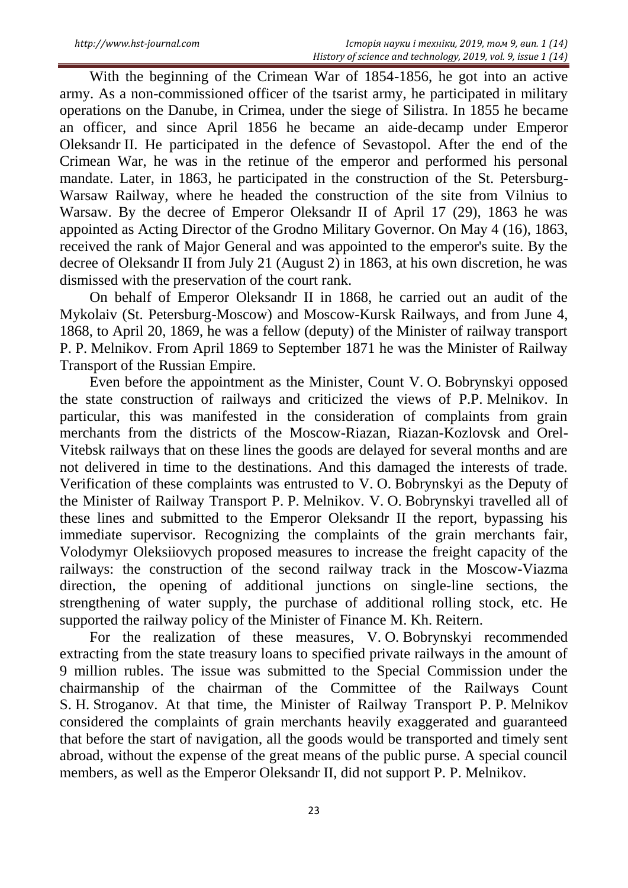With the beginning of the Crimean War of 1854-1856, he got into an active army. As a non-commissioned officer of the tsarist army, he participated in military operations on the Danube, in Crimea, under the siege of Silistra. In 1855 he became an officer, and since April 1856 he became an aide-decamp under Emperor Oleksandr II. He participated in the defence of Sevastopol. After the end of the Crimean War, he was in the retinue of the emperor and performed his personal mandate. Later, in 1863, he participated in the construction of the St. Petersburg-Warsaw Railway, where he headed the construction of the site from Vilnius to Warsaw. By the decree of Emperor Oleksandr II of April 17 (29), 1863 he was appointed as Acting Director of the Grodno Military Governor. On May 4 (16), 1863, received the rank of Major General and was appointed to the emperor's suite. By the decree of Oleksandr II from July 21 (August 2) in 1863, at his own discretion, he was dismissed with the preservation of the court rank.

On behalf of Emperor Oleksandr II in 1868, he carried out an audit of the Mykolaiv (St. Petersburg-Moscow) and Moscow-Kursk Railways, and from June 4, 1868, to April 20, 1869, he was a fellow (deputy) of the Minister of railway transport P. P. Melnikov. From April 1869 to September 1871 he was the Minister of Railway Transport of the Russian Empire.

Even before the appointment as the Minister, Count V. O. Bobrynskyi opposed the state construction of railways and criticized the views of P.P. Melnikov. In particular, this was manifested in the consideration of complaints from grain merchants from the districts of the Moscow-Riazan, Riazan-Kozlovsk and Orel-Vitebsk railways that on these lines the goods are delayed for several months and are not delivered in time to the destinations. And this damaged the interests of trade. Verification of these complaints was entrusted to V. O. Bobrynskyi as the Deputy of the Minister of Railway Transport P. P. Melnikov. V. O. Bobrynskyi travelled all of these lines and submitted to the Emperor Oleksandr II the report, bypassing his immediate supervisor. Recognizing the complaints of the grain merchants fair, Volodymyr Oleksiiovych proposed measures to increase the freight capacity of the railways: the construction of the second railway track in the Moscow-Viazma direction, the opening of additional junctions on single-line sections, the strengthening of water supply, the purchase of additional rolling stock, etc. He supported the railway policy of the Minister of Finance M. Kh. Reitern.

For the realization of these measures, V. O. Bobrynskyi recommended extracting from the state treasury loans to specified private railways in the amount of 9 million rubles. The issue was submitted to the Special Commission under the chairmanship of the chairman of the Committee of the Railways Count S. H. Stroganov. At that time, the Minister of Railway Transport P. P. Melnikov considered the complaints of grain merchants heavily exaggerated and guaranteed that before the start of navigation, all the goods would be transported and timely sent abroad, without the expense of the great means of the public purse. A special council members, as well as the Emperor Oleksandr II, did not support P. P. Melnikov.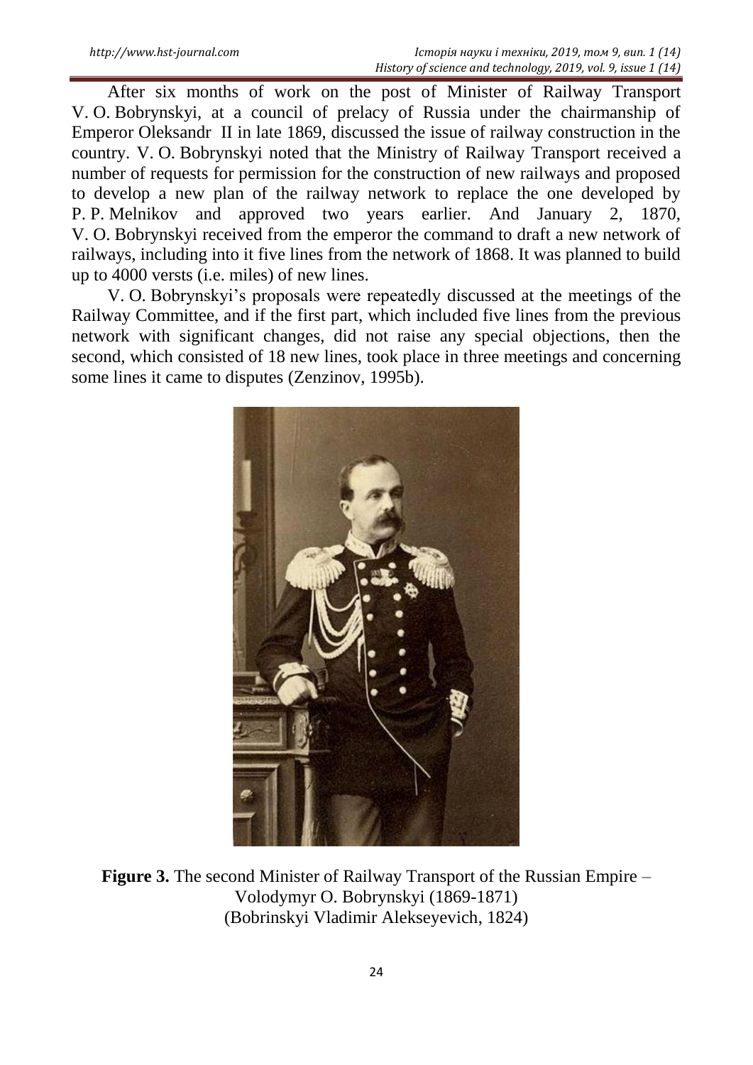After six months of work on the post of Minister of Railway Transport V. O. Bobrynskyi, at a council of prelacy of Russia under the chairmanship of Emperor Oleksandr II in late 1869, discussed the issue of railway construction in the country. V. O. Bobrynskyi noted that the Ministry of Railway Transport received a number of requests for permission for the construction of new railways and proposed to develop a new plan of the railway network to replace the one developed by P. P. Melnikov and approved two years earlier. And January 2, 1870, V. O. Bobrynskyi received from the emperor the command to draft a new network of railways, including into it five lines from the network of 1868. It was planned to build up to 4000 versts (i.e. miles) of new lines.

V. O. Bobrynskyi's proposals were repeatedly discussed at the meetings of the Railway Committee, and if the first part, which included five lines from the previous network with significant changes, did not raise any special objections, then the second, which consisted of 18 new lines, took place in three meetings and concerning some lines it came to disputes (Zenzinov, 1995b).

**Figure 3.** The second Minister of Railway Transport of the Russian Empire – Volodymyr O. Bobrynskyi (1869-1871)
(Bobrinskyi Vladimir Alekseyevich, 1824)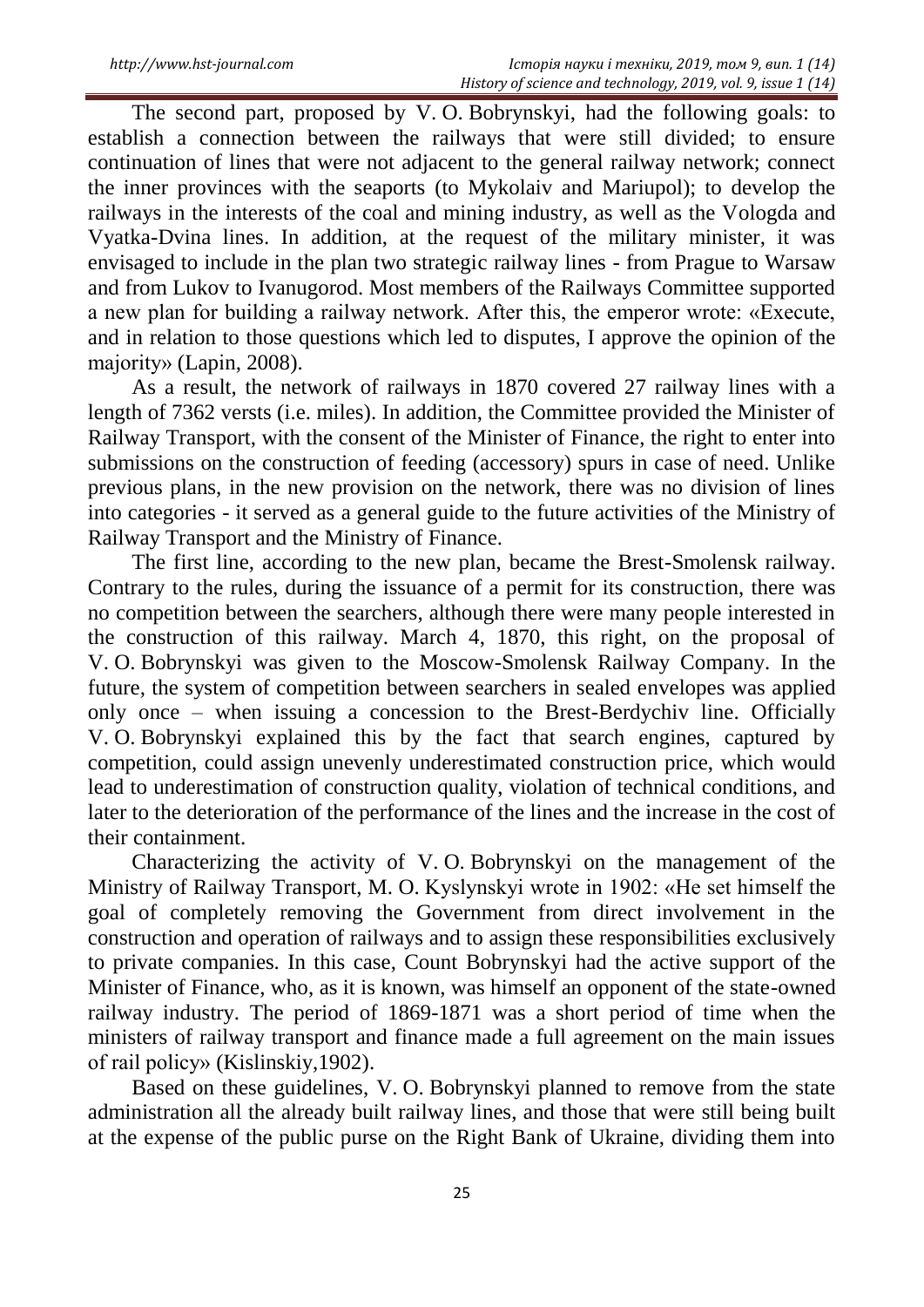The second part, proposed by V. O. Bobrynskyi, had the following goals: to establish a connection between the railways that were still divided; to ensure continuation of lines that were not adjacent to the general railway network; connect the inner provinces with the seaports (to Mykolaiv and Mariupol); to develop the railways in the interests of the coal and mining industry, as well as the Vologda and Vyatka-Dvina lines. In addition, at the request of the military minister, it was envisaged to include in the plan two strategic railway lines - from Prague to Warsaw and from Lukov to Ivanugorod. Most members of the Railways Committee supported a new plan for building a railway network. After this, the emperor wrote: «Execute, and in relation to those questions which led to disputes, I approve the opinion of the majority» (Lapin, 2008).

As a result, the network of railways in 1870 covered 27 railway lines with a length of 7362 versts (i.e. miles). In addition, the Committee provided the Minister of Railway Transport, with the consent of the Minister of Finance, the right to enter into submissions on the construction of feeding (accessory) spurs in case of need. Unlike previous plans, in the new provision on the network, there was no division of lines into categories - it served as a general guide to the future activities of the Ministry of Railway Transport and the Ministry of Finance.

The first line, according to the new plan, became the Brest-Smolensk railway. Contrary to the rules, during the issuance of a permit for its construction, there was no competition between the searchers, although there were many people interested in the construction of this railway. March 4, 1870, this right, on the proposal of V. O. Bobrynskyi was given to the Moscow-Smolensk Railway Company. In the future, the system of competition between searchers in sealed envelopes was applied only once – when issuing a concession to the Brest-Berdychiv line. Officially V. O. Bobrynskyi explained this by the fact that search engines, captured by competition, could assign unevenly underestimated construction price, which would lead to underestimation of construction quality, violation of technical conditions, and later to the deterioration of the performance of the lines and the increase in the cost of their containment.

Characterizing the activity of V. O. Bobrynskyi on the management of the Ministry of Railway Transport, M. O. Kyslynskyi wrote in 1902: «He set himself the goal of completely removing the Government from direct involvement in the construction and operation of railways and to assign these responsibilities exclusively to private companies. In this case, Count Bobrynskyi had the active support of the Minister of Finance, who, as it is known, was himself an opponent of the state-owned railway industry. The period of 1869-1871 was a short period of time when the ministers of railway transport and finance made a full agreement on the main issues of rail policy» (Kislinskiy,1902).

Based on these guidelines, V. O. Bobrynskyi planned to remove from the state administration all the already built railway lines, and those that were still being built at the expense of the public purse on the Right Bank of Ukraine, dividing them into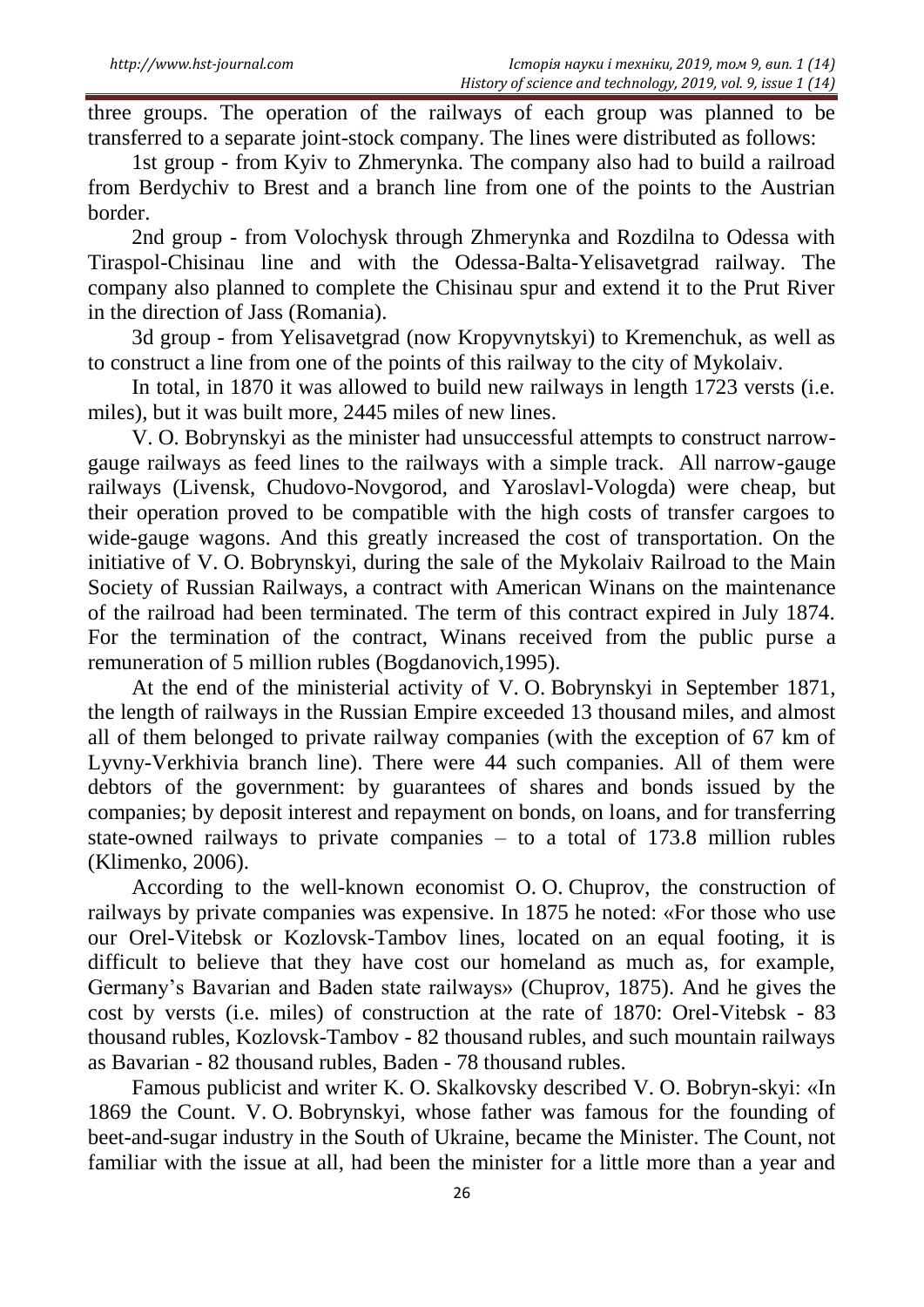three groups. The operation of the railways of each group was planned to be transferred to a separate joint-stock company. The lines were distributed as follows:

1st group - from Kyiv to Zhmerynka. The company also had to build a railroad from Berdychiv to Brest and a branch line from one of the points to the Austrian border.

2nd group - from Volochysk through Zhmerynka and Rozdilna to Odessa with Tiraspol-Chisinau line and with the Odessa-Balta-Yelisavetgrad railway. The company also planned to complete the Chisinau spur and extend it to the Prut River in the direction of Jass (Romania).

3d group - from Yelisavetgrad (now Kropyvnytskyi) to Kremenchuk, as well as to construct a line from one of the points of this railway to the city of Mykolaiv.

In total, in 1870 it was allowed to build new railways in length 1723 versts (i.e. miles), but it was built more, 2445 miles of new lines.

V. O. Bobrynskyi as the minister had unsuccessful attempts to construct narrow-gauge railways as feed lines to the railways with a simple track. All narrow-gauge railways (Livensk, Chudovo-Novgorod, and Yaroslavl-Vologda) were cheap, but their operation proved to be compatible with the high costs of transfer cargoes to wide-gauge wagons. And this greatly increased the cost of transportation. On the initiative of V. O. Bobrynskyi, during the sale of the Mykolaiv Railroad to the Main Society of Russian Railways, a contract with American Winans on the maintenance of the railroad had been terminated. The term of this contract expired in July 1874. For the termination of the contract, Winans received from the public purse a remuneration of 5 million rubles (Bogdanovich,1995).

At the end of the ministerial activity of V. O. Bobrynskyi in September 1871, the length of railways in the Russian Empire exceeded 13 thousand miles, and almost all of them belonged to private railway companies (with the exception of 67 km of Lyvny-Verkhivia branch line). There were 44 such companies. All of them were debtors of the government: by guarantees of shares and bonds issued by the companies; by deposit interest and repayment on bonds, on loans, and for transferring state-owned railways to private companies – to a total of 173.8 million rubles (Klimenko, 2006).

According to the well-known economist O. O. Chuprov, the construction of railways by private companies was expensive. In 1875 he noted: «For those who use our Orel-Vitebsk or Kozlovsk-Tambov lines, located on an equal footing, it is difficult to believe that they have cost our homeland as much as, for example, Germany's Bavarian and Baden state railways» (Chuprov, 1875). And he gives the cost by versts (i.e. miles) of construction at the rate of 1870: Orel-Vitebsk - 83 thousand rubles, Kozlovsk-Tambov - 82 thousand rubles, and such mountain railways as Bavarian - 82 thousand rubles, Baden - 78 thousand rubles.

Famous publicist and writer K. O. Skalkovsky described V. O. Bobryn-skyi: «In 1869 the Count. V. O. Bobrynskyi, whose father was famous for the founding of beet-and-sugar industry in the South of Ukraine, became the Minister. The Count, not familiar with the issue at all, had been the minister for a little more than a year and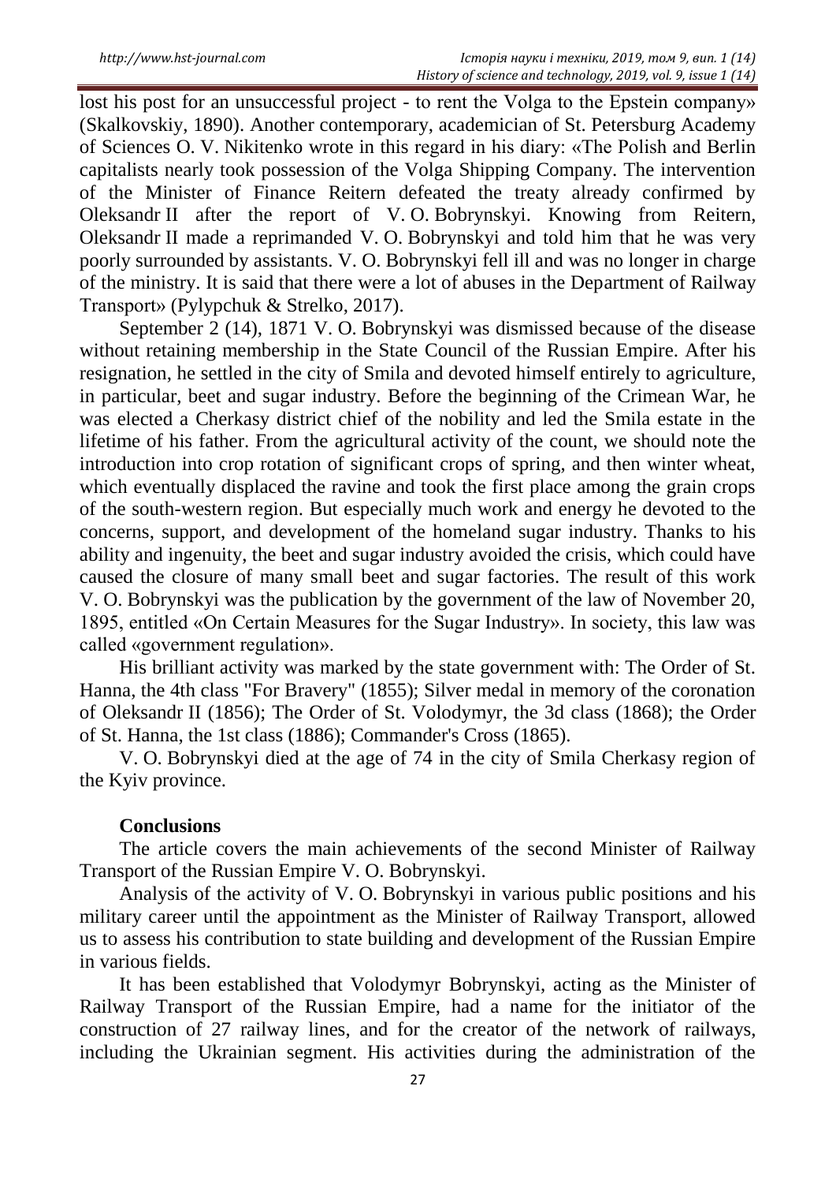lost his post for an unsuccessful project - to rent the Volga to the Epstein company» (Skalkovskiy, 1890). Another contemporary, academician of St. Petersburg Academy of Sciences O. V. Nikitenko wrote in this regard in his diary: «The Polish and Berlin capitalists nearly took possession of the Volga Shipping Company. The intervention of the Minister of Finance Reitern defeated the treaty already confirmed by Oleksandr II after the report of V. O. Bobrynskyi. Knowing from Reitern, Oleksandr II made a reprimanded V. O. Bobrynskyi and told him that he was very poorly surrounded by assistants. V. O. Bobrynskyi fell ill and was no longer in charge of the ministry. It is said that there were a lot of abuses in the Department of Railway Transport» (Pylypchuk & Strelko, 2017).

September 2 (14), 1871 V. O. Bobrynskyi was dismissed because of the disease without retaining membership in the State Council of the Russian Empire. After his resignation, he settled in the city of Smila and devoted himself entirely to agriculture, in particular, beet and sugar industry. Before the beginning of the Crimean War, he was elected a Cherkasy district chief of the nobility and led the Smila estate in the lifetime of his father. From the agricultural activity of the count, we should note the introduction into crop rotation of significant crops of spring, and then winter wheat, which eventually displaced the ravine and took the first place among the grain crops of the south-western region. But especially much work and energy he devoted to the concerns, support, and development of the homeland sugar industry. Thanks to his ability and ingenuity, the beet and sugar industry avoided the crisis, which could have caused the closure of many small beet and sugar factories. The result of this work V. O. Bobrynskyi was the publication by the government of the law of November 20, 1895, entitled «On Certain Measures for the Sugar Industry». In society, this law was called «government regulation».

His brilliant activity was marked by the state government with: The Order of St. Hanna, the 4th class "For Bravery" (1855); Silver medal in memory of the coronation of Oleksandr II (1856); The Order of St. Volodymyr, the 3d class (1868); the Order of St. Hanna, the 1st class (1886); Commander's Cross (1865).

V. O. Bobrynskyi died at the age of 74 in the city of Smila Cherkasy region of the Kyiv province.

### Conclusions

The article covers the main achievements of the second Minister of Railway Transport of the Russian Empire V. O. Bobrynskyi.

Analysis of the activity of V. O. Bobrynskyi in various public positions and his military career until the appointment as the Minister of Railway Transport, allowed us to assess his contribution to state building and development of the Russian Empire in various fields.

It has been established that Volodymyr Bobrynskyi, acting as the Minister of Railway Transport of the Russian Empire, had a name for the initiator of the construction of 27 railway lines, and for the creator of the network of railways, including the Ukrainian segment. His activities during the administration of the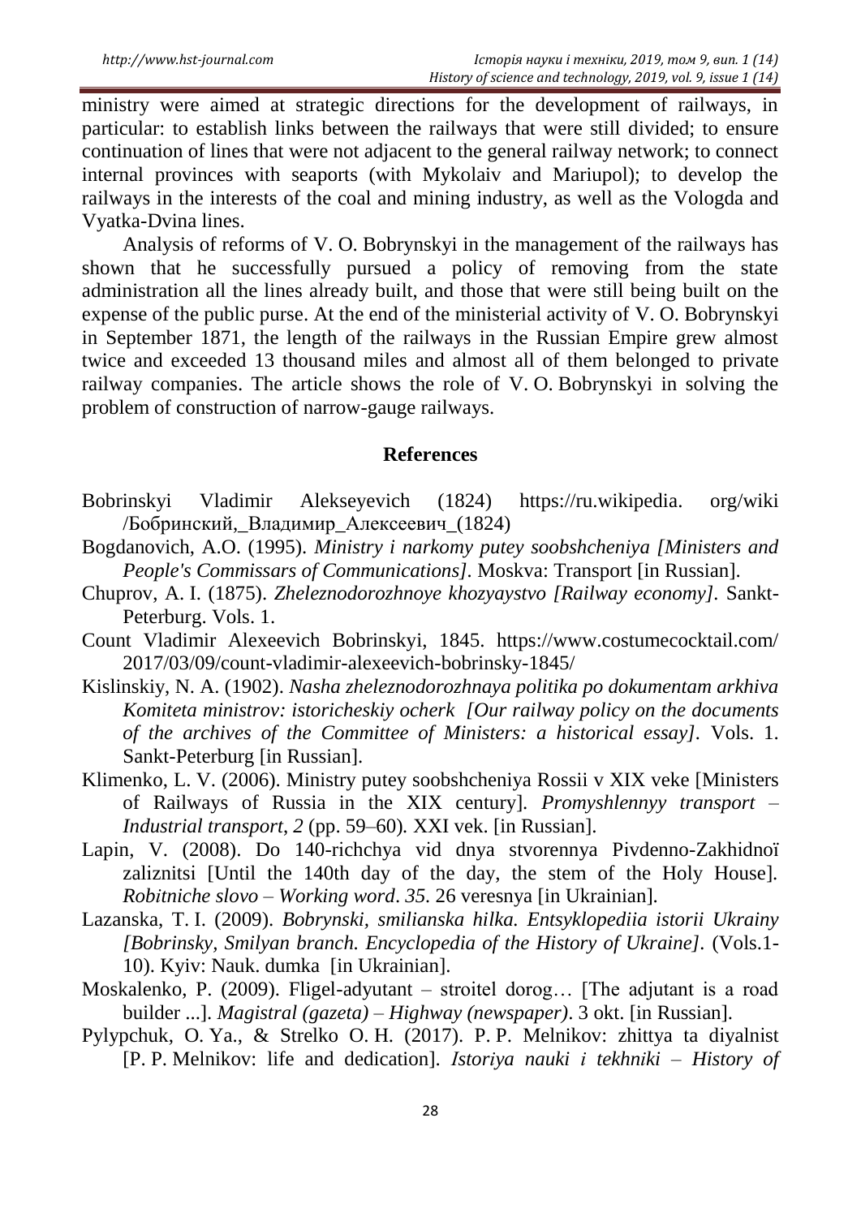ministry were aimed at strategic directions for the development of railways, in particular: to establish links between the railways that were still divided; to ensure continuation of lines that were not adjacent to the general railway network; to connect internal provinces with seaports (with Mykolaiv and Mariupol); to develop the railways in the interests of the coal and mining industry, as well as the Vologda and Vyatka-Dvina lines.

Analysis of reforms of V. O. Bobrynskyi in the management of the railways has shown that he successfully pursued a policy of removing from the state administration all the lines already built, and those that were still being built on the expense of the public purse. At the end of the ministerial activity of V. O. Bobrynskyi in September 1871, the length of the railways in the Russian Empire grew almost twice and exceeded 13 thousand miles and almost all of them belonged to private railway companies. The article shows the role of V. O. Bobrynskyi in solving the problem of construction of narrow-gauge railways.

## References

Bobrinskyi Vladimir Alekseyevich (1824) https://ru.wikipedia. org/wiki /Бобринский,_Владимир_Алексеевич_(1824)

Bogdanovich, A.O. (1995). *Ministry i narkomy putey soobshcheniya [Ministers and People's Commissars of Communications]*. Moskva: Transport [in Russian].

Chuprov, A. I. (1875). *Zheleznodorozhnoye khozyaystvo [Railway economy]*. Sankt-Peterburg. Vols. 1.

Count Vladimir Alexeevich Bobrinskyi, 1845. https://www.costumecocktail.com/ 2017/03/09/count-vladimir-alexeevich-bobrinsky-1845/

Kislinskiy, N. A. (1902). *Nasha zheleznodorozhnaya politika po dokumentam arkhiva Komiteta ministrov: istoricheskiy ocherk [Our railway policy on the documents of the archives of the Committee of Ministers: a historical essay]*. Vols. 1. Sankt-Peterburg [in Russian].

Klimenko, L. V. (2006). Ministry putey soobshcheniya Rossii v XIX veke [Ministers of Railways of Russia in the XIX century]. *Promyshlennyy transport – Industrial transport*, *2* (pp. 59–60)*.* XXI vek. [in Russian].

Lapin, V. (2008). Do 140-richchya vid dnya stvorennya Pivdenno-Zakhidnoï zaliznitsi [Until the 140th day of the day, the stem of the Holy House]. *Robitniche slovo – Working word*. *35*. 26 veresnya [in Ukrainian].

Lazanska, T. I. (2009). *Bobrynski, smilianska hilka. Entsyklopediia istorii Ukrainy [Bobrinsky, Smilyan branch. Encyclopedia of the History of Ukraine]*. (Vols.1-10). Kyiv: Nauk. dumka [in Ukrainian].

Moskalenko, P. (2009). Fligel-adyutant – stroitel dorog… [The adjutant is a road builder ...]. *Magistral (gazeta) – Highway (newspaper)*. 3 okt. [in Russian].

Pylypchuk, O. Ya., & Strelko O. H. (2017). P. P. Melnikov: zhittya ta diyalnist [P. P. Melnikov: life and dedication]. *Istoriya nauki i tekhniki – History of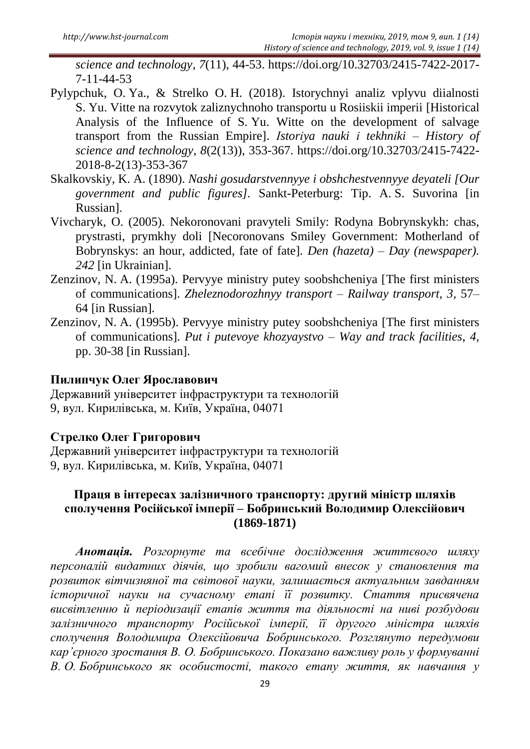*science and technology*, *7*(11), 44-53. https://doi.org/10.32703/2415-7422-2017-7-11-44-53

Pylypchuk, O. Ya., & Strelko O. H. (2018). Istorychnyi analiz vplyvu diialnosti S. Yu. Vitte na rozvytok zaliznychnoho transportu u Rosiiskii imperii [Historical Analysis of the Influence of S. Yu. Witte on the development of salvage transport from the Russian Empire]. *Istoriya nauki i tekhniki – History of science and technology*, *8*(2(13)), 353-367. https://doi.org/10.32703/2415-7422-2018-8-2(13)-353-367

Skalkovskiy, K. A. (1890). *Nashi gosudarstvennyye i obshchestvennyye deyateli [Our government and public figures]*. Sankt-Peterburg: Tip. A. S. Suvorina [in Russian].

Vivcharyk, O. (2005). Nekoronovani pravyteli Smily: Rodyna Bobrynskykh: chas, prystrasti, prymkhy doli [Necoronovans Smiley Government: Motherland of Bobrynskys: an hour, addicted, fate of fate]. *Den (hazeta) – Day (newspaper). 242* [in Ukrainian].

Zenzinov, N. A. (1995a). Pervyye ministry putey soobshcheniya [The first ministers of communications]. *Zheleznodorozhnyy transport – Railway transport, 3,* 57–64 [in Russian].

Zenzinov, N. A. (1995b). Pervyye ministry putey soobshcheniya [The first ministers of communications]. *Put i putevoye khozyaystvo – Way and track facilities*, *4,* pp. 30-38 [in Russian].

**Пилипчук Олег Ярославович**
Державний університет інфраструктури та технологій
9, вул. Кирилівська, м. Київ, Україна, 04071

**Стрелко Олег Григорович**
Державний університет інфраструктури та технологій
9, вул. Кирилівська, м. Київ, Україна, 04071

## Праця в інтересах залізничного транспорту: другий міністр шляхів сполучення Російської імперії – Бобринський Володимир Олексійович (1869-1871)

***Анотація.*** *Розгорнуте та всебічне дослідження життєвого шляху персоналій видатних діячів, що зробили вагомий внесок у становлення та розвиток вітчизняної та світової науки, залишається актуальним завданням історичної науки на сучасному етапі її розвитку. Стаття присвячена висвітленню й періодизації етапів життя та діяльності на ниві розбудови залізничного транспорту Російської імперії, її другого міністра шляхів сполучення Володимира Олексійовича Бобринського. Розглянуто передумови кар'єрного зростання В. О. Бобринського. Показано важливу роль у формуванні В. О. Бобринського як особистості, такого етапу життя, як навчання у*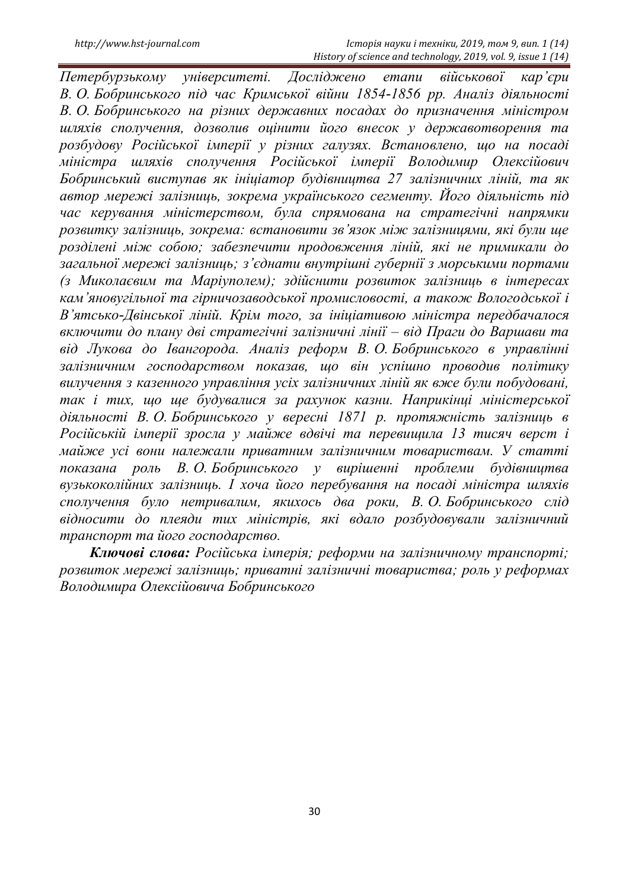*Петербурзькому університеті. Досліджено етапи військової кар'єри В. О. Бобринського під час Кримської війни 1854-1856 рр. Аналіз діяльності В. О. Бобринського на різних державних посадах до призначення міністром шляхів сполучення, дозволив оцінити його внесок у державотворення та розбудову Російської імперії у різних галузях. Встановлено, що на посаді міністра шляхів сполучення Російської імперії Володимир Олексійович Бобринський виступав як ініціатор будівництва 27 залізничних ліній, та як автор мережі залізниць, зокрема українського сегменту. Його діяльність під час керування міністерством, була спрямована на стратегічні напрямки розвитку залізниць, зокрема: встановити зв'язок між залізницями, які були ще розділені між собою; забезпечити продовження ліній, які не примикали до загальної мережі залізниць; з'єднати внутрішні губернії з морськими портами (з Миколаєвим та Маріуполем); здійснити розвиток залізниць в інтересах кам'яновугільної та гірничозаводської промисловості, а також Вологодської і В'ятсько-Двінської ліній. Крім того, за ініціативою міністра передбачалося включити до плану дві стратегічні залізничні лінії – від Праги до Варшави та від Лукова до Івангорода. Аналіз реформ В. О. Бобринського в управлінні залізничним господарством показав, що він успішно проводив політику вилучення з казенного управління усіх залізничних ліній як вже були побудовані, так і тих, що ще будувалися за рахунок казни. Наприкінці міністерської діяльності В. О. Бобринського у вересні 1871 р. протяжність залізниць в Російській імперії зросла у майже вдвічі та перевищила 13 тисяч верст і майже усі вони належали приватним залізничним товариствам. У статті показана роль В. О. Бобринського у вирішенні проблеми будівництва вузькоколійних залізниць. І хоча його перебування на посаді міністра шляхів сполучення було нетривалим, якихось два роки, В. О. Бобринського слід відносити до плеяди тих міністрів, які вдало розбудовували залізничний транспорт та його господарство.*

***Ключові слова:*** *Російська імперія; реформи на залізничному транспорті; розвиток мережі залізниць; приватні залізничні товариства; роль у реформах Володимира Олексійовича Бобринського*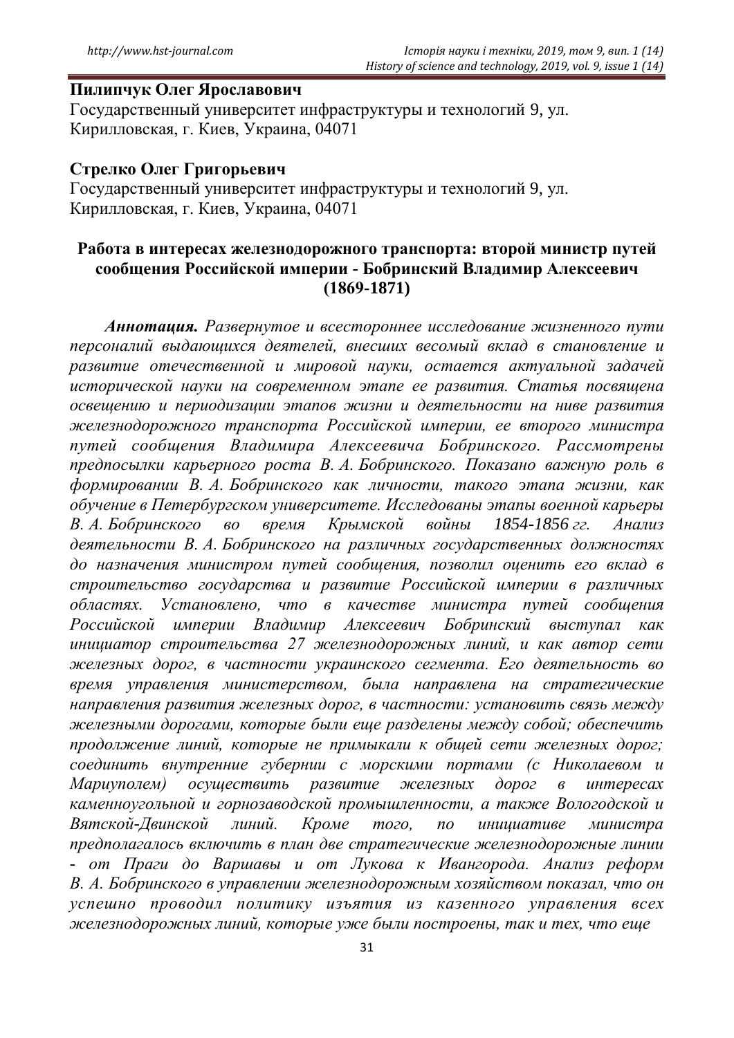**Пилипчук Олег Ярославович**
Государственный университет инфраструктуры и технологий 9, ул. Кирилловская, г. Киев, Украина, 04071

**Стрелко Олег Григорьевич**
Государственный университет инфраструктуры и технологий 9, ул. Кирилловская, г. Киев, Украина, 04071

## Работа в интересах железнодорожного транспорта: второй министр путей сообщения Российской империи - Бобринский Владимир Алексеевич (1869-1871)

***Аннотация.*** *Развернутое и всестороннее исследование жизненного пути персоналий выдающихся деятелей, внесших весомый вклад в становление и развитие отечественной и мировой науки, остается актуальной задачей исторической науки на современном этапе ее развития. Статья посвящена освещению и периодизации этапов жизни и деятельности на ниве развития железнодорожного транспорта Российской империи, ее второго министра путей сообщения Владимира Алексеевича Бобринского. Рассмотрены предпосылки карьерного роста В. А. Бобринского. Показано важную роль в формировании В. А. Бобринского как личности, такого этапа жизни, как обучение в Петербургском университете. Исследованы этапы военной карьеры В. А. Бобринского во время Крымской войны 1854-1856 гг. Анализ деятельности В. А. Бобринского на различных государственных должностях до назначения министром путей сообщения, позволил оценить его вклад в строительство государства и развитие Российской империи в различных областях. Установлено, что в качестве министра путей сообщения Российской империи Владимир Алексеевич Бобринский выступал как инициатор строительства 27 железнодорожных линий, и как автор сети железных дорог, в частности украинского сегмента. Его деятельность во время управления министерством, была направлена на стратегические направления развития железных дорог, в частности: установить связь между железными дорогами, которые были еще разделены между собой; обеспечить продолжение линий, которые не примыкали к общей сети железных дорог; соединить внутренние губернии с морскими портами (с Николаевом и Мариуполем) осуществить развитие железных дорог в интересах каменноугольной и горнозаводской промышленности, а также Вологодской и Вятской-Двинской линий. Кроме того, по инициативе министра предполагалось включить в план две стратегические железнодорожные линии - от Праги до Варшавы и от Лукова к Ивангорода. Анализ реформ В. А. Бобринского в управлении железнодорожным хозяйством показал, что он успешно проводил политику изъятия из казенного управления всех железнодорожных линий, которые уже были построены, так и тех, что еще*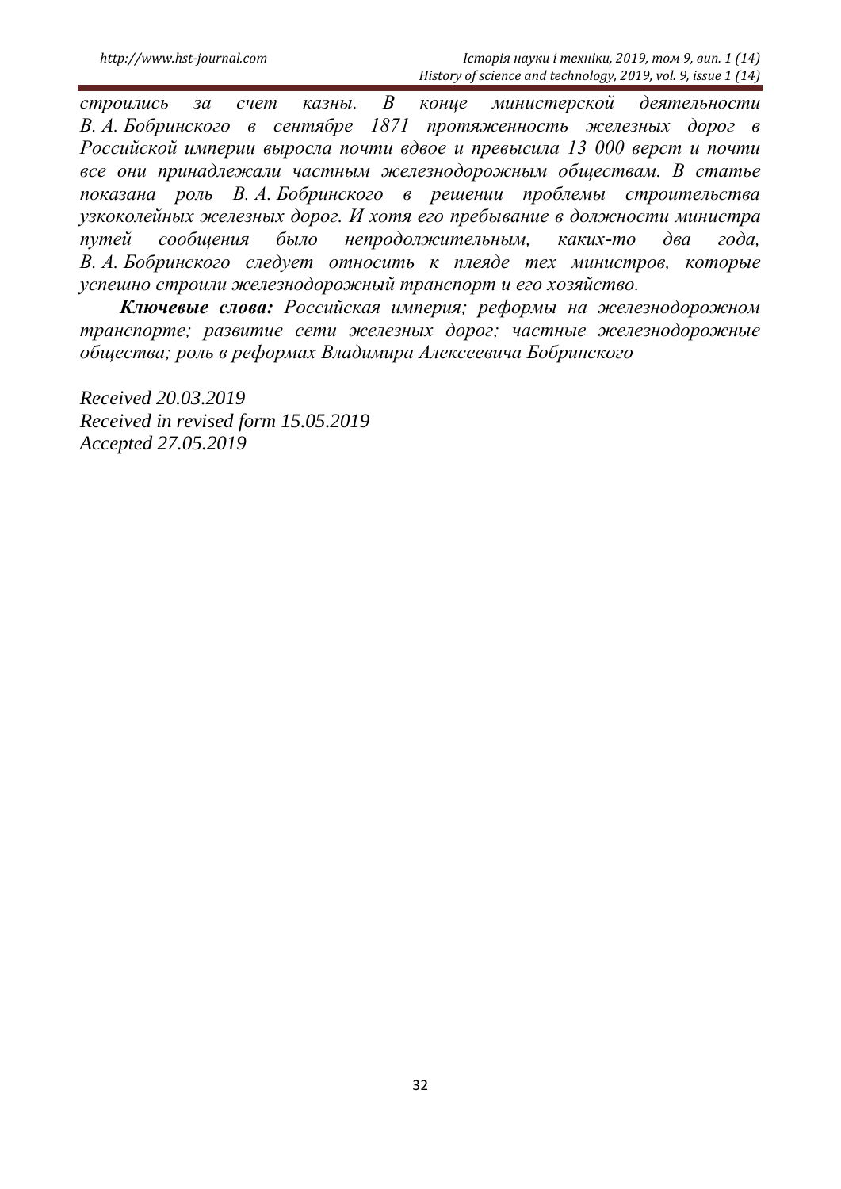*строились за счет казны. В конце министерской деятельности В. А. Бобринского в сентябре 1871 протяженность железных дорог в Российской империи выросла почти вдвое и превысила 13 000 верст и почти все они принадлежали частным железнодорожным обществам. В статье показана роль В. А. Бобринского в решении проблемы строительства узкоколейных железных дорог. И хотя его пребывание в должности министра путей сообщения было непродолжительным, каких-то два года, В. А. Бобринского следует относить к плеяде тех министров, которые успешно строили железнодорожный транспорт и его хозяйство.*

***Ключевые слова:*** *Российская империя; реформы на железнодорожном транспорте; развитие сети железных дорог; частные железнодорожные общества; роль в реформах Владимира Алексеевича Бобринского*

*Received 20.03.2019*
*Received in revised form 15.05.2019*
*Accepted 27.05.2019*